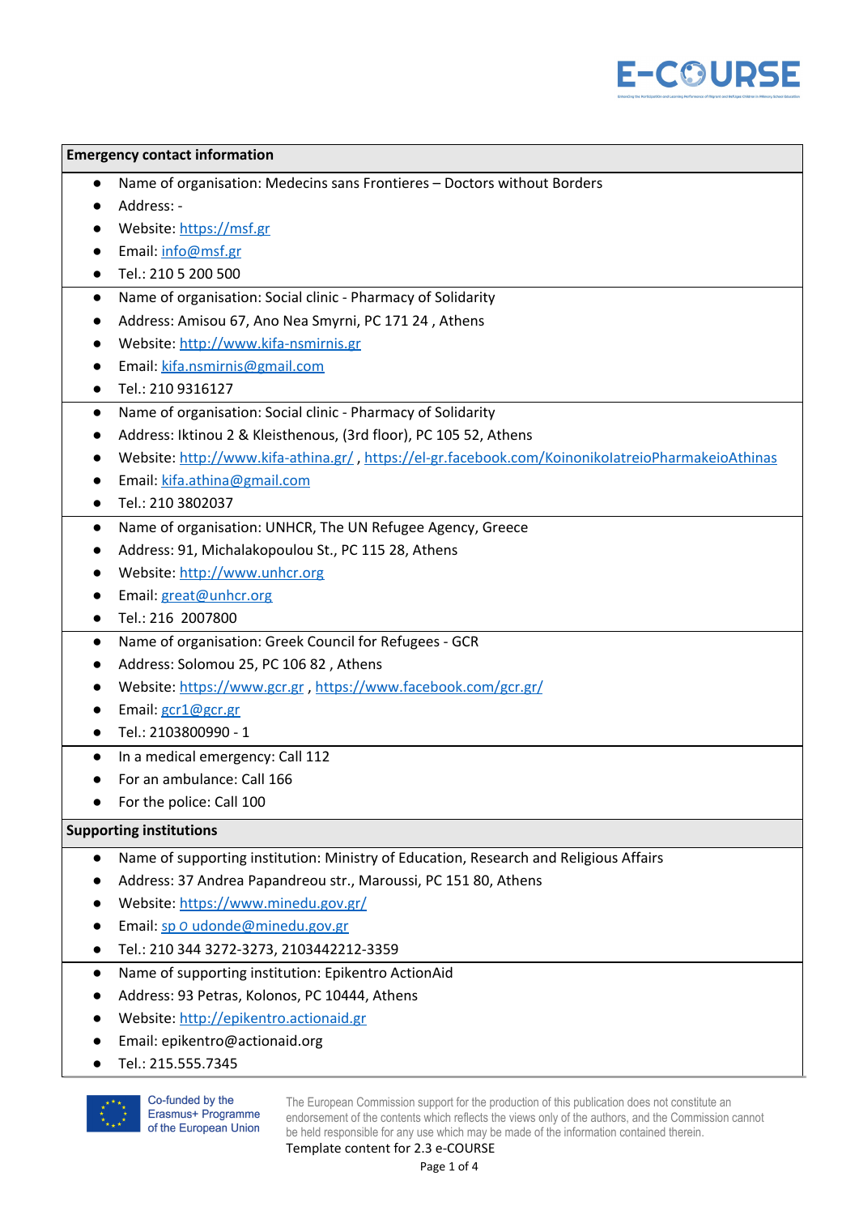## Emergency contact information

- Name of organisation: Medecins sans Frontieres – Doctors without Borders
- Address: -
- Website: https://msf.gr
- Email: info@msf.gr
- Tel.: 210 5 200 500

---

- Name of organisation: Social clinic - Pharmacy of Solidarity
- Address: Amisou 67, Ano Nea Smyrni, PC 171 24 , Athens
- Website: http://www.kifa-nsmirnis.gr
- Email: kifa.nsmirnis@gmail.com
- Tel.: 210 9316127

---

- Name of organisation: Social clinic - Pharmacy of Solidarity
- Address: Iktinou 2 & Kleisthenous, (3rd floor), PC 105 52, Athens
- Website: http://www.kifa-athina.gr/ , https://el-gr.facebook.com/KoinonikoIatreioPharmakeioAthinas
- Email: kifa.athina@gmail.com
- Tel.: 210 3802037

---

- Name of organisation: UNHCR, The UN Refugee Agency, Greece
- Address: 91, Michalakopoulou St., PC 115 28, Athens
- Website: http://www.unhcr.org
- Email: great@unhcr.org
- Tel.: 216 2007800

---

- Name of organisation: Greek Council for Refugees - GCR
- Address: Solomou 25, PC 106 82 , Athens
- Website: https://www.gcr.gr , https://www.facebook.com/gcr.gr/
- Email: gcr1@gcr.gr
- Tel.: 2103800990 - 1

---

- In a medical emergency: Call 112
- For an ambulance: Call 166
- For the police: Call 100

## Supporting institutions

- Name of supporting institution: Ministry of Education, Research and Religious Affairs
- Address: 37 Andrea Papandreou str., Maroussi, PC 151 80, Athens
- Website: https://www.minedu.gov.gr/
- Email: sp o udonde@minedu.gov.gr
- Tel.: 210 344 3272-3273, 2103442212-3359

---

- Name of supporting institution: Epikentro ActionAid
- Address: 93 Petras, Kolonos, PC 10444, Athens
- Website: http://epikentro.actionaid.gr
- Email: epikentro@actionaid.org
- Tel.: 215.555.7345

Co-funded by the Erasmus+ Programme of the European Union

The European Commission support for the production of this publication does not constitute an endorsement of the contents which reflects the views only of the authors, and the Commission cannot be held responsible for any use which may be made of the information contained therein.

Template content for 2.3 e-COURSE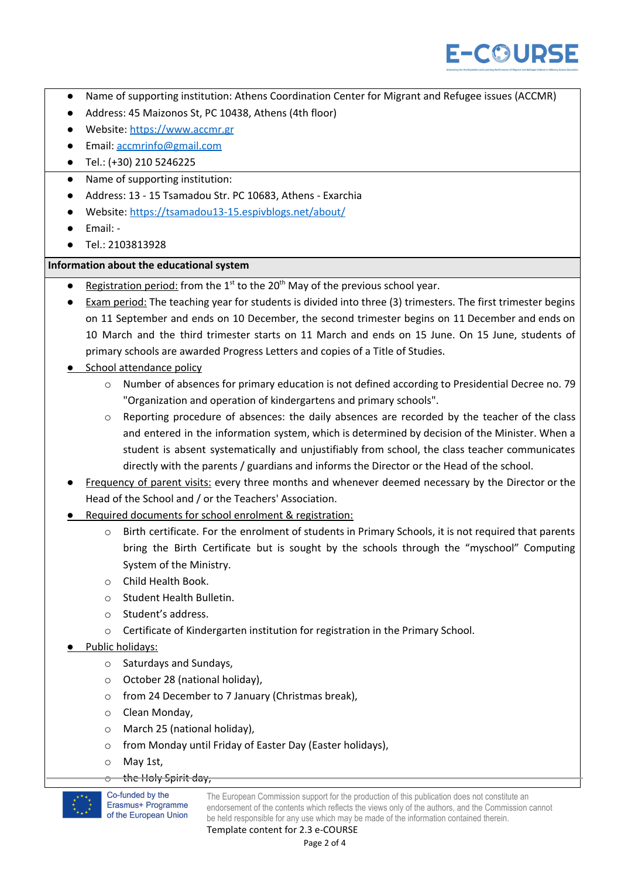- Name of supporting institution: Athens Coordination Center for Migrant and Refugee issues (ACCMR)
- Address: 45 Maizonos St, PC 10438, Athens (4th floor)
- Website: https://www.accmr.gr
- Email: accmrinfo@gmail.com
- Tel.: (+30) 210 5246225

- Name of supporting institution:
- Address: 13 - 15 Tsamadou Str. PC 10683, Athens - Exarchia
- Website: https://tsamadou13-15.espivblogs.net/about/
- Email: -
- Tel.: 2103813928

**Information about the educational system**

- Registration period: from the 1st to the 20th May of the previous school year.
- Exam period: The teaching year for students is divided into three (3) trimesters. The first trimester begins on 11 September and ends on 10 December, the second trimester begins on 11 December and ends on 10 March and the third trimester starts on 11 March and ends on 15 June. On 15 June, students of primary schools are awarded Progress Letters and copies of a Title of Studies.
- School attendance policy
  - Number of absences for primary education is not defined according to Presidential Decree no. 79 "Organization and operation of kindergartens and primary schools".
  - Reporting procedure of absences: the daily absences are recorded by the teacher of the class and entered in the information system, which is determined by decision of the Minister. When a student is absent systematically and unjustifiably from school, the class teacher communicates directly with the parents / guardians and informs the Director or the Head of the school.
- Frequency of parent visits: every three months and whenever deemed necessary by the Director or the Head of the School and / or the Teachers' Association.
- Required documents for school enrolment & registration:
  - Birth certificate. For the enrolment of students in Primary Schools, it is not required that parents bring the Birth Certificate but is sought by the schools through the "myschool" Computing System of the Ministry.
  - Child Health Book.
  - Student Health Bulletin.
  - Student's address.
  - Certificate of Kindergarten institution for registration in the Primary School.
- Public holidays:
  - Saturdays and Sundays,
  - October 28 (national holiday),
  - from 24 December to 7 January (Christmas break),
  - Clean Monday,
  - March 25 (national holiday),
  - from Monday until Friday of Easter Day (Easter holidays),
  - May 1st,
  - the Holy Spirit day,

Co-funded by the Erasmus+ Programme of the European Union

The European Commission support for the production of this publication does not constitute an endorsement of the contents which reflects the views only of the authors, and the Commission cannot be held responsible for any use which may be made of the information contained therein.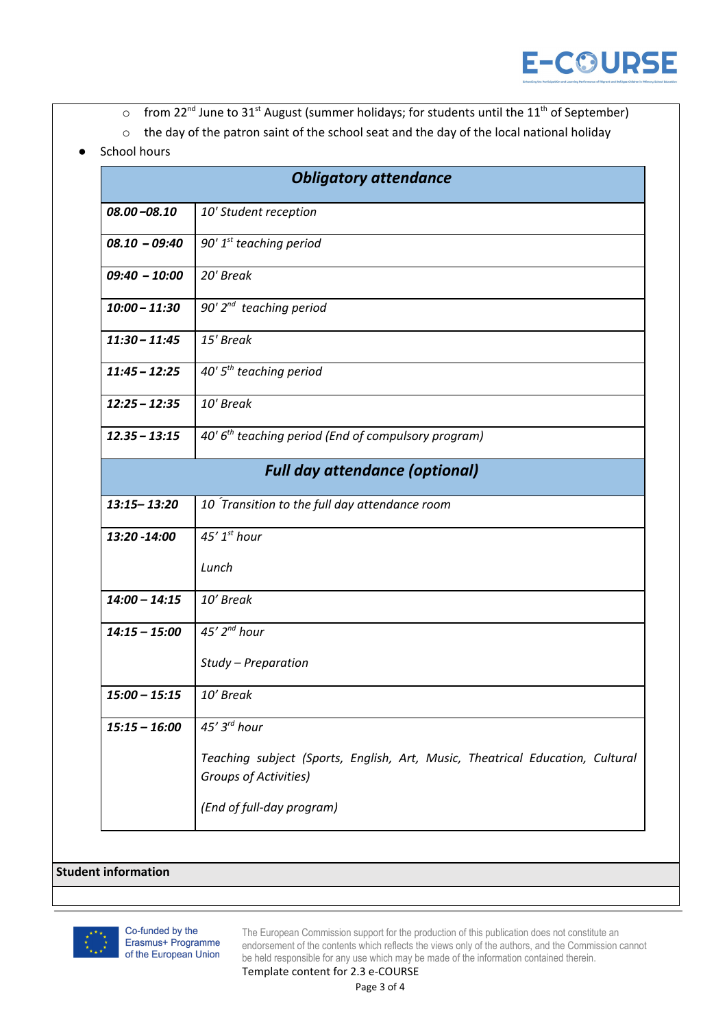- from 22nd June to 31st August (summer holidays; for students until the 11th of September)
- the day of the patron saint of the school seat and the day of the local national holiday

- School hours

| ***Obligatory attendance*** | |
|---|---|
| ***08.00 –08.10*** | *10' Student reception* |
| ***08.10 – 09:40*** | *90' 1st teaching period* |
| ***09:40 – 10:00*** | *20' Break* |
| ***10:00 – 11:30*** | *90' 2nd teaching period* |
| ***11:30 – 11:45*** | *15' Break* |
| ***11:45 – 12:25*** | *40' 5th teaching period* |
| ***12:25 – 12:35*** | *10' Break* |
| ***12.35 – 13:15*** | *40' 6th teaching period (End of compulsory program)* |
| ***Full day attendance (optional)*** | |
| ***13:15– 13:20*** | *10´ Transition to the full day attendance room* |
| ***13:20 -14:00*** | *45' 1st hour*<br><br>*Lunch* |
| ***14:00 – 14:15*** | *10' Break* |
| ***14:15 – 15:00*** | *45' 2nd hour*<br><br>*Study – Preparation* |
| ***15:00 – 15:15*** | *10' Break* |
| ***15:15 – 16:00*** | *45' 3rd hour*<br><br>*Teaching subject (Sports, English, Art, Music, Theatrical Education, Cultural Groups of Activities)*<br><br>*(End of full-day program)* |

**Student information**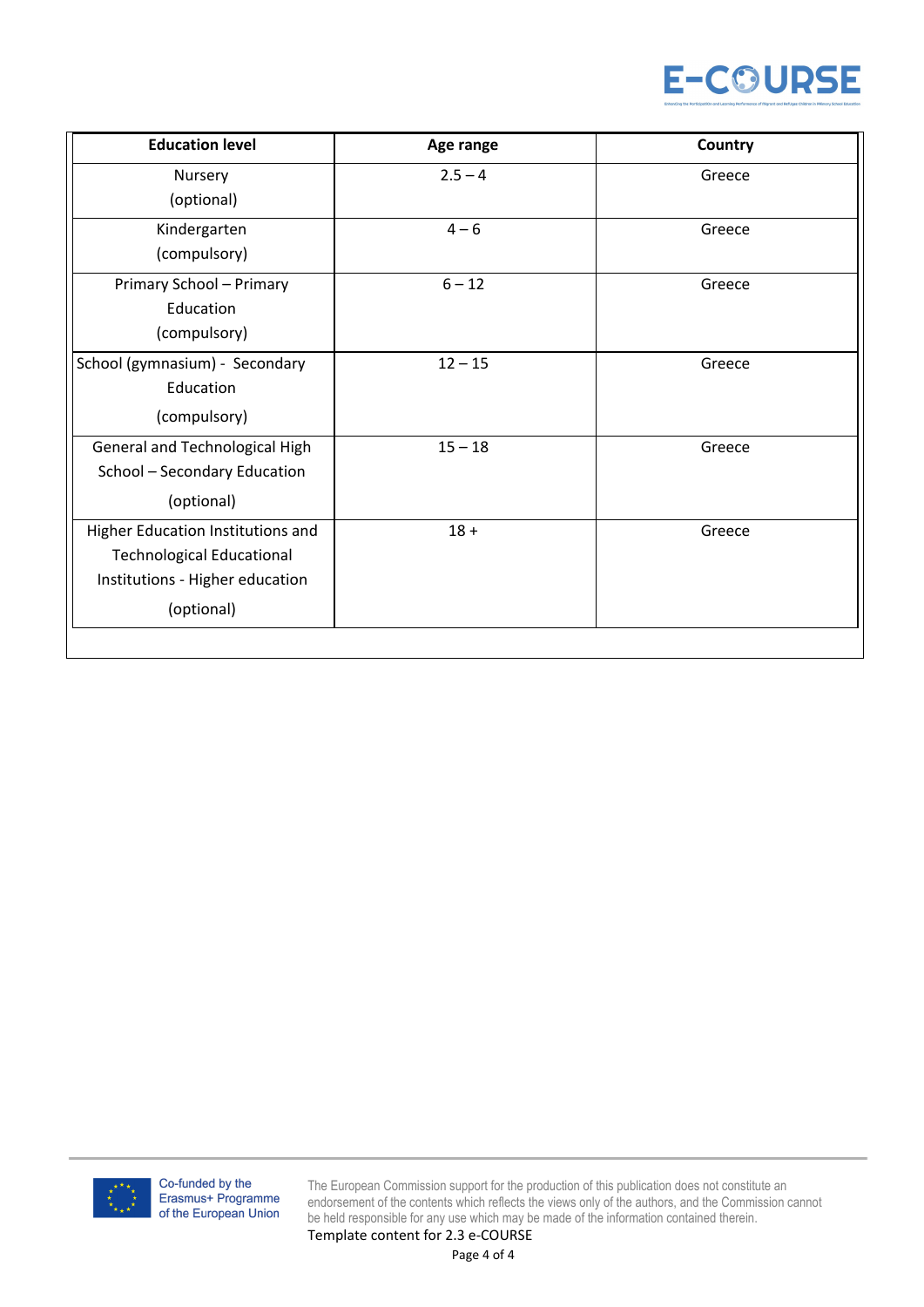| Education level | Age range | Country |
|---|---|---|
| Nursery (optional) | 2.5 – 4 | Greece |
| Kindergarten (compulsory) | 4 – 6 | Greece |
| Primary School – Primary Education (compulsory) | 6 – 12 | Greece |
| School (gymnasium) - Secondary Education (compulsory) | 12 – 15 | Greece |
| General and Technological High School – Secondary Education (optional) | 15 – 18 | Greece |
| Higher Education Institutions and Technological Educational Institutions - Higher education (optional) | 18 + | Greece |